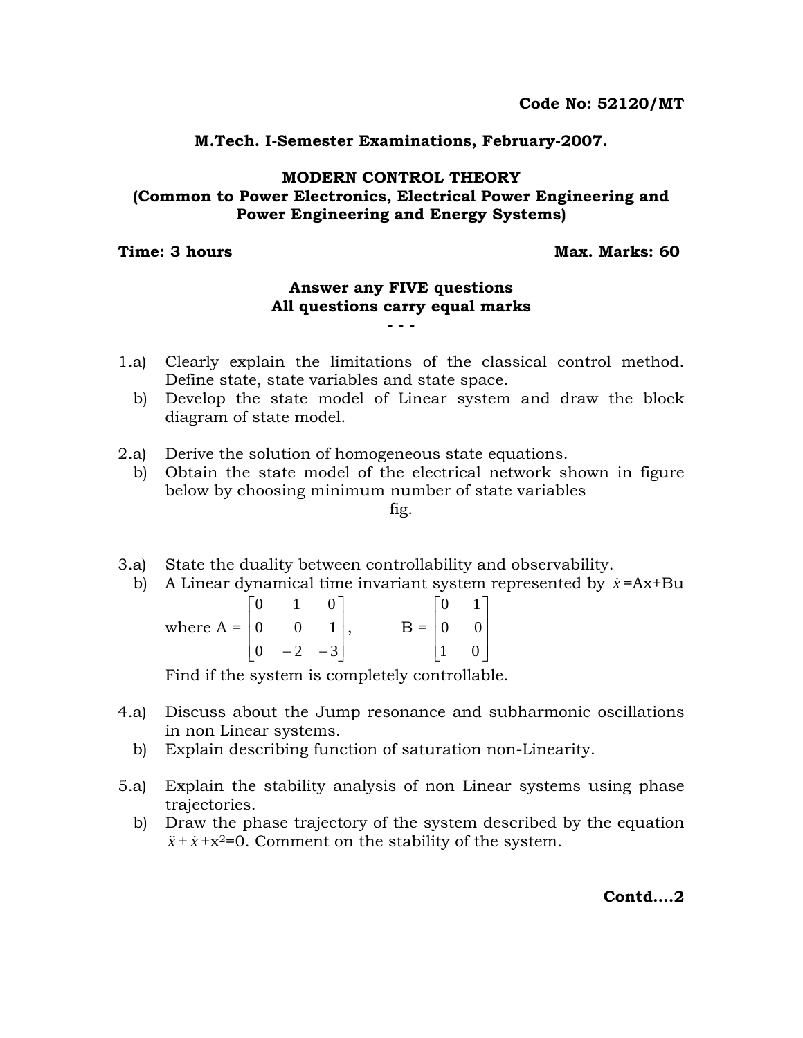**Code No: 52120/MT**

**M.Tech. I-Semester Examinations, February-2007.**

**MODERN CONTROL THEORY**
**(Common to Power Electronics, Electrical Power Engineering and Power Engineering and Energy Systems)**

**Time: 3 hours** **Max. Marks: 60**

**Answer any FIVE questions**
**All questions carry equal marks**

\- - -

1.a) Clearly explain the limitations of the classical control method. Define state, state variables and state space.

b) Develop the state model of Linear system and draw the block diagram of state model.

2.a) Derive the solution of homogeneous state equations.

b) Obtain the state model of the electrical network shown in figure below by choosing minimum number of state variables

fig.

3.a) State the duality between controllability and observability.

b) A Linear dynamical time invariant system represented by $\dot{x}$=Ax+Bu

where A = $\begin{bmatrix} 0 & 1 & 0 \\ 0 & 0 & 1 \\ 0 & -2 & -3 \end{bmatrix}$, B = $\begin{bmatrix} 0 & 1 \\ 0 & 0 \\ 1 & 0 \end{bmatrix}$

Find if the system is completely controllable.

4.a) Discuss about the Jump resonance and subharmonic oscillations in non Linear systems.

b) Explain describing function of saturation non-Linearity.

5.a) Explain the stability analysis of non Linear systems using phase trajectories.

b) Draw the phase trajectory of the system described by the equation $\ddot{x} + \dot{x} + x^2 = 0$. Comment on the stability of the system.

**Contd....2**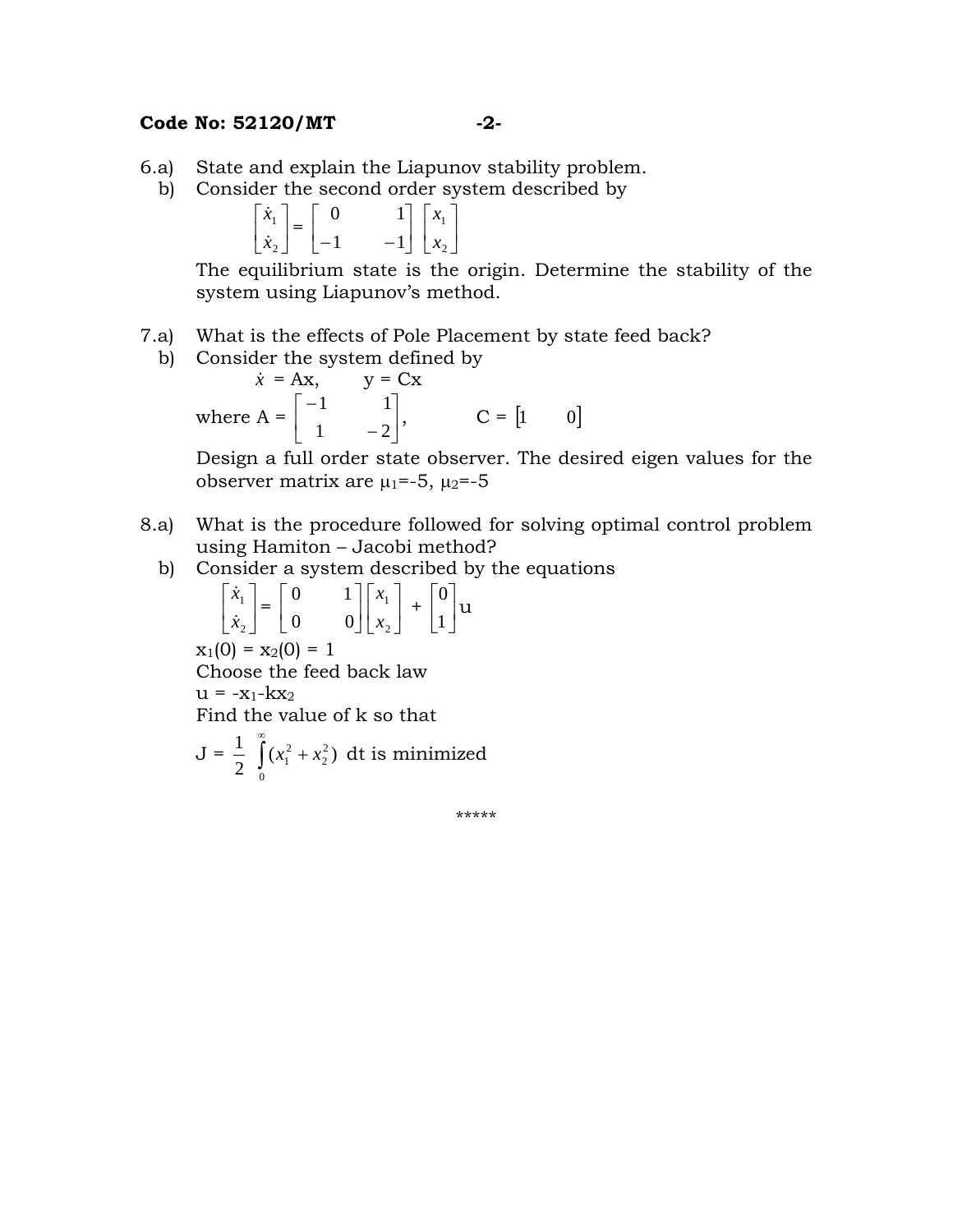6.a) State and explain the Liapunov stability problem.

b) Consider the second order system described by

$$\begin{bmatrix} \dot{x}_1 \\ \dot{x}_2 \end{bmatrix} = \begin{bmatrix} 0 & 1 \\ -1 & -1 \end{bmatrix} \begin{bmatrix} x_1 \\ x_2 \end{bmatrix}$$

The equilibrium state is the origin. Determine the stability of the system using Liapunov's method.

7.a) What is the effects of Pole Placement by state feed back?

b) Consider the system defined by

$$\dot{x} = Ax, \qquad y = Cx$$

where $A = \begin{bmatrix} -1 & 1 \\ 1 & -2 \end{bmatrix}$, $\qquad C = \begin{bmatrix} 1 & 0 \end{bmatrix}$

Design a full order state observer. The desired eigen values for the observer matrix are $\mu_1=-5$, $\mu_2=-5$

8.a) What is the procedure followed for solving optimal control problem using Hamiton – Jacobi method?

b) Consider a system described by the equations

$$\begin{bmatrix} \dot{x}_1 \\ \dot{x}_2 \end{bmatrix} = \begin{bmatrix} 0 & 1 \\ 0 & 0 \end{bmatrix} \begin{bmatrix} x_1 \\ x_2 \end{bmatrix} + \begin{bmatrix} 0 \\ 1 \end{bmatrix} u$$

$x_1(0) = x_2(0) = 1$

Choose the feed back law

$u = -x_1 - kx_2$

Find the value of k so that

$$J = \frac{1}{2} \int_0^\infty (x_1^2 + x_2^2)\ dt \text{ is minimized}$$

\*\*\*\*\*